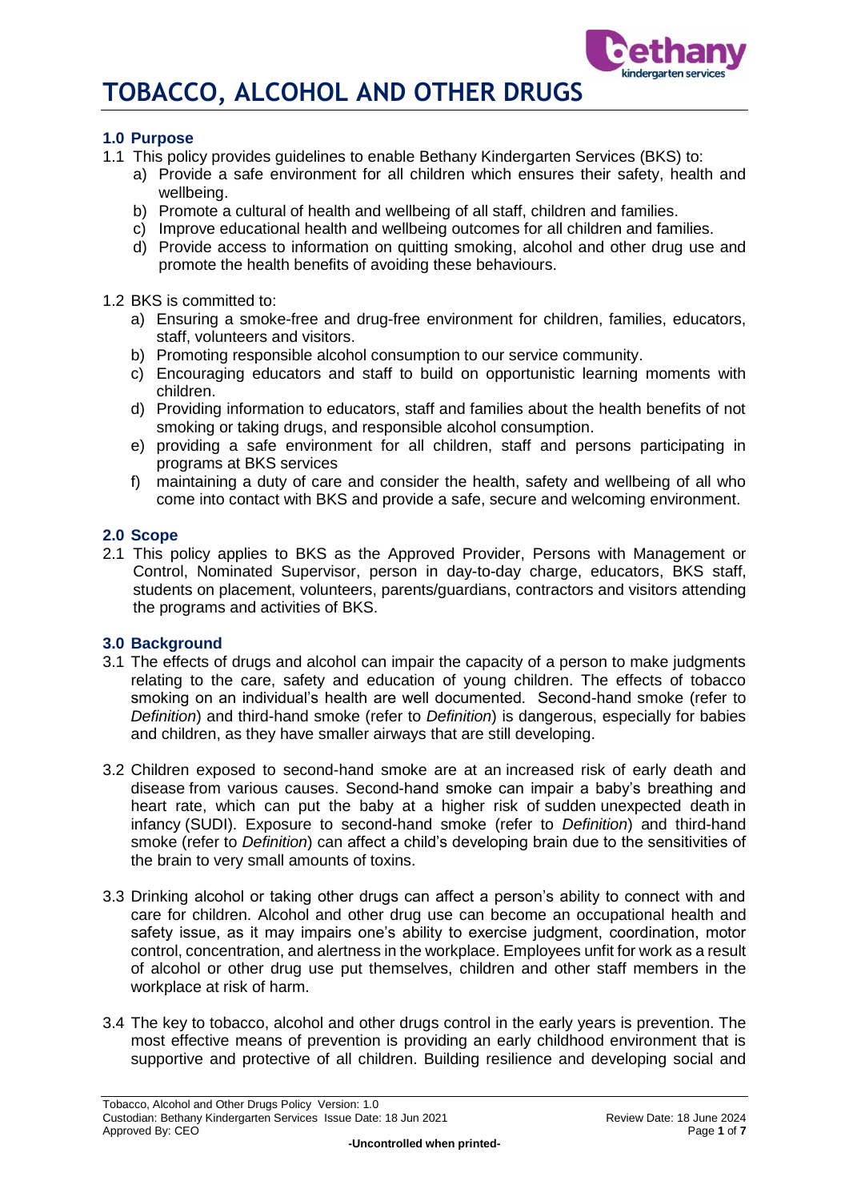# TOBACCO, ALCOHOL AND OTHER DRUGS

## 1.0 Purpose

1.1 This policy provides guidelines to enable Bethany Kindergarten Services (BKS) to:

a) Provide a safe environment for all children which ensures their safety, health and wellbeing.

b) Promote a cultural of health and wellbeing of all staff, children and families.

c) Improve educational health and wellbeing outcomes for all children and families.

d) Provide access to information on quitting smoking, alcohol and other drug use and promote the health benefits of avoiding these behaviours.

1.2 BKS is committed to:

a) Ensuring a smoke-free and drug-free environment for children, families, educators, staff, volunteers and visitors.

b) Promoting responsible alcohol consumption to our service community.

c) Encouraging educators and staff to build on opportunistic learning moments with children.

d) Providing information to educators, staff and families about the health benefits of not smoking or taking drugs, and responsible alcohol consumption.

e) providing a safe environment for all children, staff and persons participating in programs at BKS services

f) maintaining a duty of care and consider the health, safety and wellbeing of all who come into contact with BKS and provide a safe, secure and welcoming environment.

## 2.0 Scope

2.1 This policy applies to BKS as the Approved Provider, Persons with Management or Control, Nominated Supervisor, person in day-to-day charge, educators, BKS staff, students on placement, volunteers, parents/guardians, contractors and visitors attending the programs and activities of BKS.

## 3.0 Background

3.1 The effects of drugs and alcohol can impair the capacity of a person to make judgments relating to the care, safety and education of young children. The effects of tobacco smoking on an individual's health are well documented. Second-hand smoke (refer to *Definition*) and third-hand smoke (refer to *Definition*) is dangerous, especially for babies and children, as they have smaller airways that are still developing.

3.2 Children exposed to second-hand smoke are at an increased risk of early death and disease from various causes. Second-hand smoke can impair a baby's breathing and heart rate, which can put the baby at a higher risk of sudden unexpected death in infancy (SUDI). Exposure to second-hand smoke (refer to *Definition*) and third-hand smoke (refer to *Definition*) can affect a child's developing brain due to the sensitivities of the brain to very small amounts of toxins.

3.3 Drinking alcohol or taking other drugs can affect a person's ability to connect with and care for children. Alcohol and other drug use can become an occupational health and safety issue, as it may impairs one's ability to exercise judgment, coordination, motor control, concentration, and alertness in the workplace. Employees unfit for work as a result of alcohol or other drug use put themselves, children and other staff members in the workplace at risk of harm.

3.4 The key to tobacco, alcohol and other drugs control in the early years is prevention. The most effective means of prevention is providing an early childhood environment that is supportive and protective of all children. Building resilience and developing social and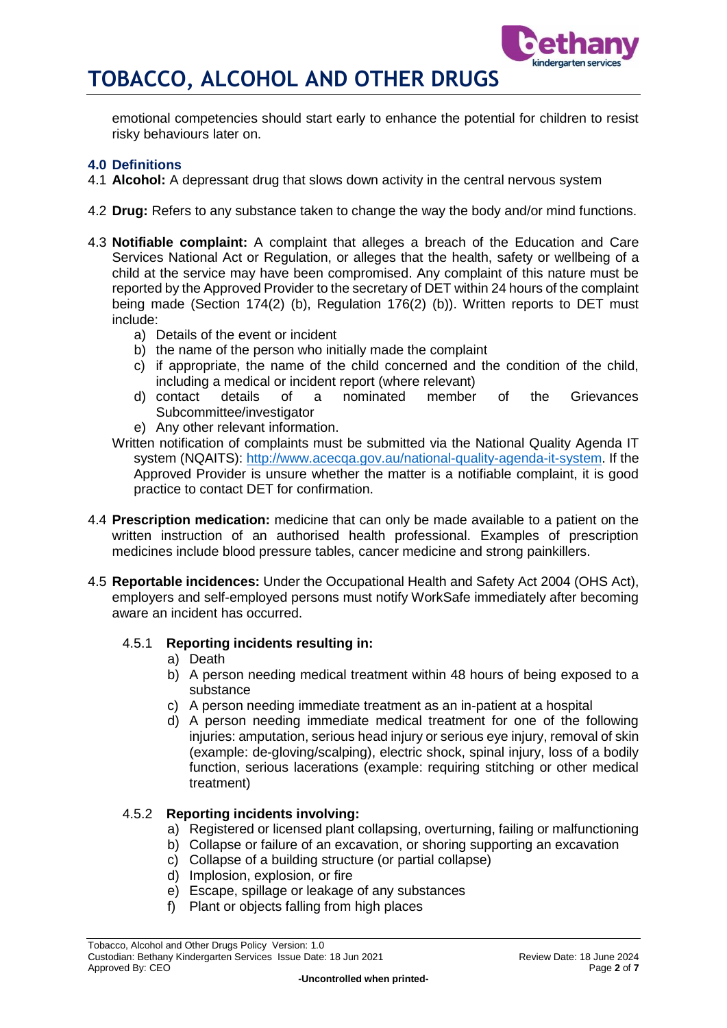emotional competencies should start early to enhance the potential for children to resist risky behaviours later on.

## 4.0 Definitions

4.1 **Alcohol:** A depressant drug that slows down activity in the central nervous system

4.2 **Drug:** Refers to any substance taken to change the way the body and/or mind functions.

4.3 **Notifiable complaint:** A complaint that alleges a breach of the Education and Care Services National Act or Regulation, or alleges that the health, safety or wellbeing of a child at the service may have been compromised. Any complaint of this nature must be reported by the Approved Provider to the secretary of DET within 24 hours of the complaint being made (Section 174(2) (b), Regulation 176(2) (b)). Written reports to DET must include:

a) Details of the event or incident
b) the name of the person who initially made the complaint
c) if appropriate, the name of the child concerned and the condition of the child, including a medical or incident report (where relevant)
d) contact details of a nominated member of the Grievances Subcommittee/investigator
e) Any other relevant information.

Written notification of complaints must be submitted via the National Quality Agenda IT system (NQAITS): http://www.acecqa.gov.au/national-quality-agenda-it-system. If the Approved Provider is unsure whether the matter is a notifiable complaint, it is good practice to contact DET for confirmation.

4.4 **Prescription medication:** medicine that can only be made available to a patient on the written instruction of an authorised health professional. Examples of prescription medicines include blood pressure tables, cancer medicine and strong painkillers.

4.5 **Reportable incidences:** Under the Occupational Health and Safety Act 2004 (OHS Act), employers and self-employed persons must notify WorkSafe immediately after becoming aware an incident has occurred.

### 4.5.1 Reporting incidents resulting in:

a) Death
b) A person needing medical treatment within 48 hours of being exposed to a substance
c) A person needing immediate treatment as an in-patient at a hospital
d) A person needing immediate medical treatment for one of the following injuries: amputation, serious head injury or serious eye injury, removal of skin (example: de-gloving/scalping), electric shock, spinal injury, loss of a bodily function, serious lacerations (example: requiring stitching or other medical treatment)

### 4.5.2 Reporting incidents involving:

a) Registered or licensed plant collapsing, overturning, failing or malfunctioning
b) Collapse or failure of an excavation, or shoring supporting an excavation
c) Collapse of a building structure (or partial collapse)
d) Implosion, explosion, or fire
e) Escape, spillage or leakage of any substances
f) Plant or objects falling from high places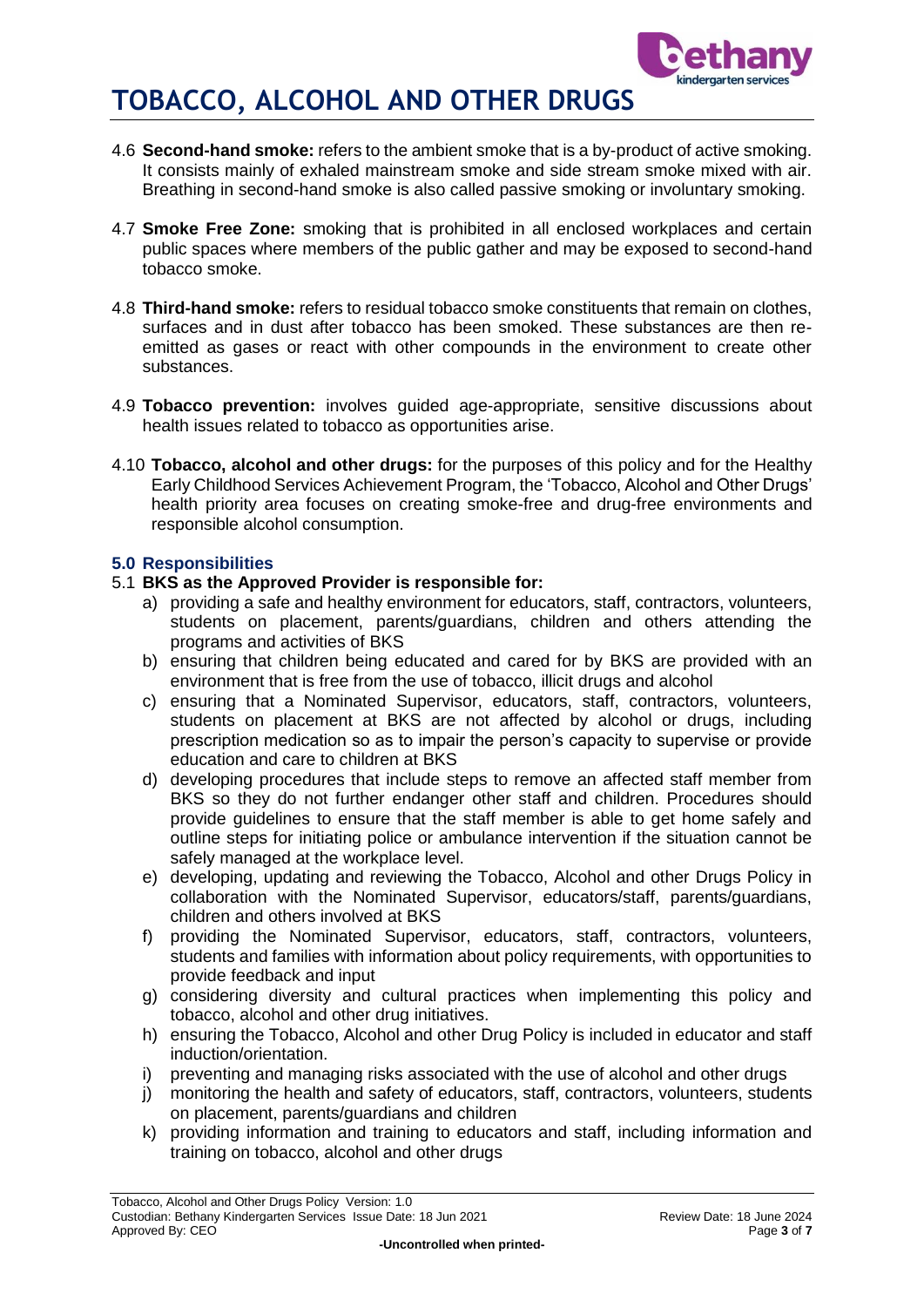4.6 **Second-hand smoke:** refers to the ambient smoke that is a by-product of active smoking. It consists mainly of exhaled mainstream smoke and side stream smoke mixed with air. Breathing in second-hand smoke is also called passive smoking or involuntary smoking.

4.7 **Smoke Free Zone:** smoking that is prohibited in all enclosed workplaces and certain public spaces where members of the public gather and may be exposed to second-hand tobacco smoke.

4.8 **Third-hand smoke:** refers to residual tobacco smoke constituents that remain on clothes, surfaces and in dust after tobacco has been smoked. These substances are then re-emitted as gases or react with other compounds in the environment to create other substances.

4.9 **Tobacco prevention:** involves guided age-appropriate, sensitive discussions about health issues related to tobacco as opportunities arise.

4.10 **Tobacco, alcohol and other drugs:** for the purposes of this policy and for the Healthy Early Childhood Services Achievement Program, the 'Tobacco, Alcohol and Other Drugs' health priority area focuses on creating smoke-free and drug-free environments and responsible alcohol consumption.

## 5.0 Responsibilities

### 5.1 BKS as the Approved Provider is responsible for:

a) providing a safe and healthy environment for educators, staff, contractors, volunteers, students on placement, parents/guardians, children and others attending the programs and activities of BKS

b) ensuring that children being educated and cared for by BKS are provided with an environment that is free from the use of tobacco, illicit drugs and alcohol

c) ensuring that a Nominated Supervisor, educators, staff, contractors, volunteers, students on placement at BKS are not affected by alcohol or drugs, including prescription medication so as to impair the person's capacity to supervise or provide education and care to children at BKS

d) developing procedures that include steps to remove an affected staff member from BKS so they do not further endanger other staff and children. Procedures should provide guidelines to ensure that the staff member is able to get home safely and outline steps for initiating police or ambulance intervention if the situation cannot be safely managed at the workplace level.

e) developing, updating and reviewing the Tobacco, Alcohol and other Drugs Policy in collaboration with the Nominated Supervisor, educators/staff, parents/guardians, children and others involved at BKS

f) providing the Nominated Supervisor, educators, staff, contractors, volunteers, students and families with information about policy requirements, with opportunities to provide feedback and input

g) considering diversity and cultural practices when implementing this policy and tobacco, alcohol and other drug initiatives.

h) ensuring the Tobacco, Alcohol and other Drug Policy is included in educator and staff induction/orientation.

i) preventing and managing risks associated with the use of alcohol and other drugs

j) monitoring the health and safety of educators, staff, contractors, volunteers, students on placement, parents/guardians and children

k) providing information and training to educators and staff, including information and training on tobacco, alcohol and other drugs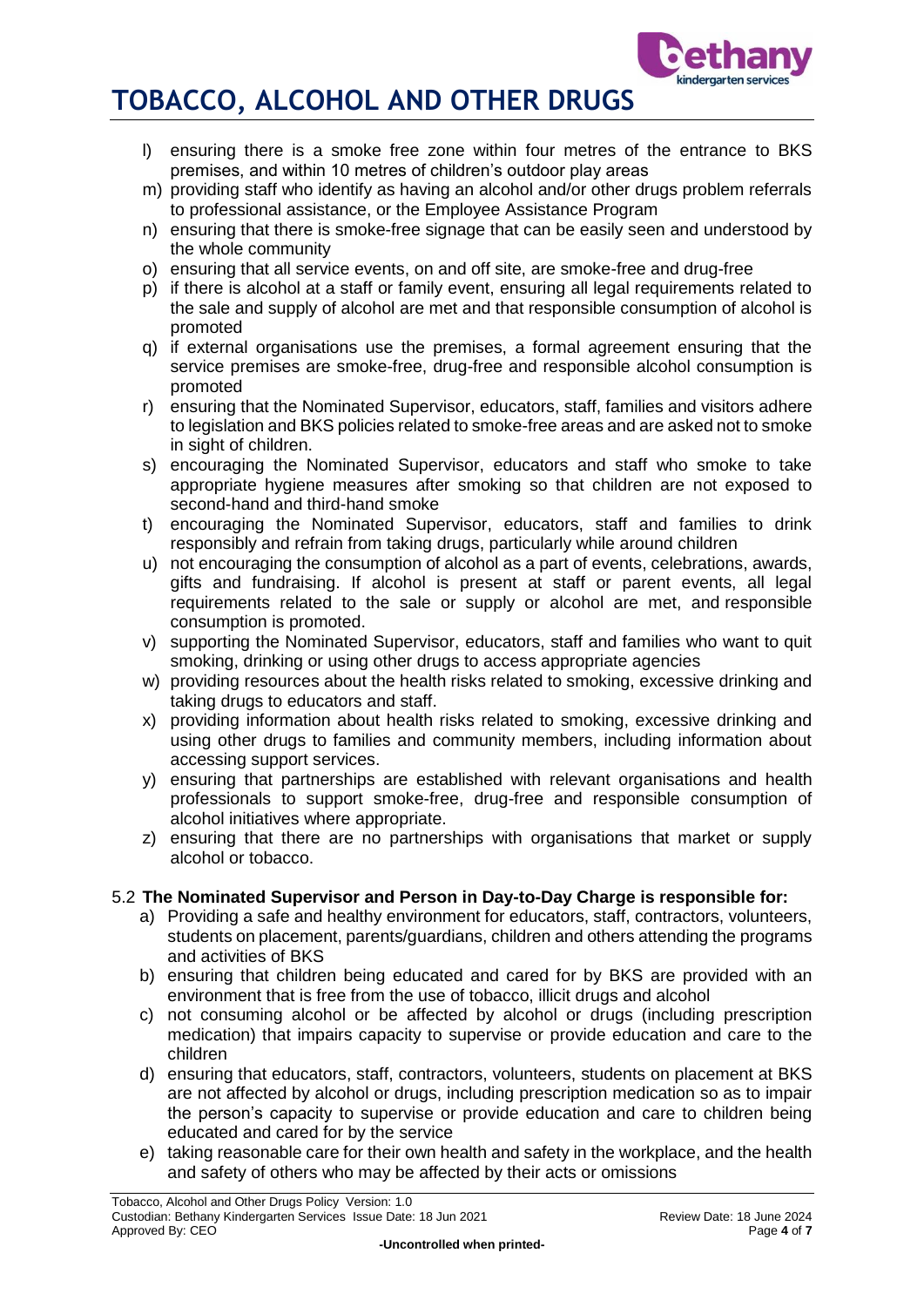l) ensuring there is a smoke free zone within four metres of the entrance to BKS premises, and within 10 metres of children's outdoor play areas
m) providing staff who identify as having an alcohol and/or other drugs problem referrals to professional assistance, or the Employee Assistance Program
n) ensuring that there is smoke-free signage that can be easily seen and understood by the whole community
o) ensuring that all service events, on and off site, are smoke-free and drug-free
p) if there is alcohol at a staff or family event, ensuring all legal requirements related to the sale and supply of alcohol are met and that responsible consumption of alcohol is promoted
q) if external organisations use the premises, a formal agreement ensuring that the service premises are smoke-free, drug-free and responsible alcohol consumption is promoted
r) ensuring that the Nominated Supervisor, educators, staff, families and visitors adhere to legislation and BKS policies related to smoke-free areas and are asked not to smoke in sight of children.
s) encouraging the Nominated Supervisor, educators and staff who smoke to take appropriate hygiene measures after smoking so that children are not exposed to second-hand and third-hand smoke
t) encouraging the Nominated Supervisor, educators, staff and families to drink responsibly and refrain from taking drugs, particularly while around children
u) not encouraging the consumption of alcohol as a part of events, celebrations, awards, gifts and fundraising. If alcohol is present at staff or parent events, all legal requirements related to the sale or supply or alcohol are met, and responsible consumption is promoted.
v) supporting the Nominated Supervisor, educators, staff and families who want to quit smoking, drinking or using other drugs to access appropriate agencies
w) providing resources about the health risks related to smoking, excessive drinking and taking drugs to educators and staff.
x) providing information about health risks related to smoking, excessive drinking and using other drugs to families and community members, including information about accessing support services.
y) ensuring that partnerships are established with relevant organisations and health professionals to support smoke-free, drug-free and responsible consumption of alcohol initiatives where appropriate.
z) ensuring that there are no partnerships with organisations that market or supply alcohol or tobacco.

5.2 **The Nominated Supervisor and Person in Day-to-Day Charge is responsible for:**

a) Providing a safe and healthy environment for educators, staff, contractors, volunteers, students on placement, parents/guardians, children and others attending the programs and activities of BKS
b) ensuring that children being educated and cared for by BKS are provided with an environment that is free from the use of tobacco, illicit drugs and alcohol
c) not consuming alcohol or be affected by alcohol or drugs (including prescription medication) that impairs capacity to supervise or provide education and care to the children
d) ensuring that educators, staff, contractors, volunteers, students on placement at BKS are not affected by alcohol or drugs, including prescription medication so as to impair the person's capacity to supervise or provide education and care to children being educated and cared for by the service
e) taking reasonable care for their own health and safety in the workplace, and the health and safety of others who may be affected by their acts or omissions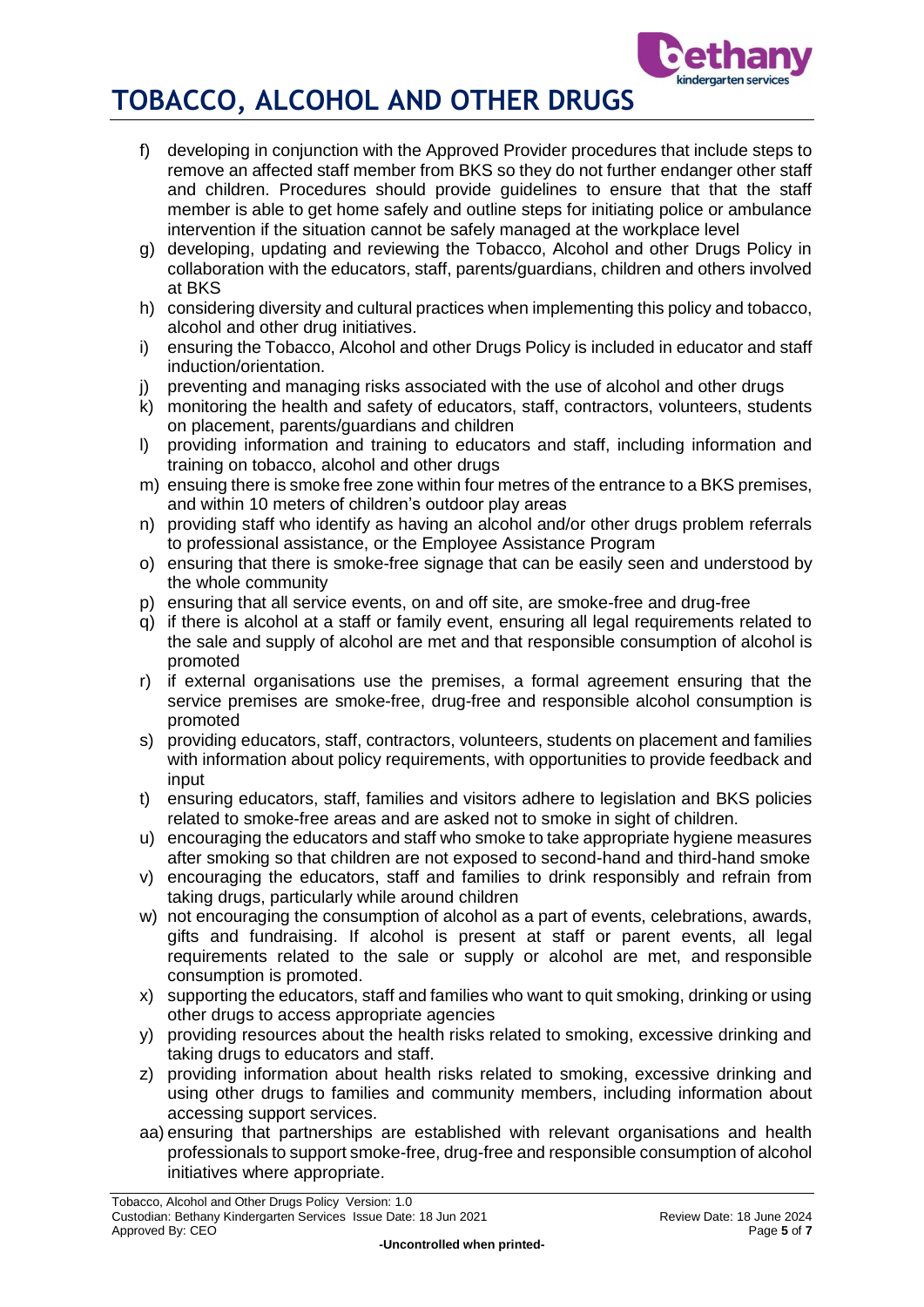f) developing in conjunction with the Approved Provider procedures that include steps to remove an affected staff member from BKS so they do not further endanger other staff and children. Procedures should provide guidelines to ensure that that the staff member is able to get home safely and outline steps for initiating police or ambulance intervention if the situation cannot be safely managed at the workplace level
g) developing, updating and reviewing the Tobacco, Alcohol and other Drugs Policy in collaboration with the educators, staff, parents/guardians, children and others involved at BKS
h) considering diversity and cultural practices when implementing this policy and tobacco, alcohol and other drug initiatives.
i) ensuring the Tobacco, Alcohol and other Drugs Policy is included in educator and staff induction/orientation.
j) preventing and managing risks associated with the use of alcohol and other drugs
k) monitoring the health and safety of educators, staff, contractors, volunteers, students on placement, parents/guardians and children
l) providing information and training to educators and staff, including information and training on tobacco, alcohol and other drugs
m) ensuing there is smoke free zone within four metres of the entrance to a BKS premises, and within 10 meters of children's outdoor play areas
n) providing staff who identify as having an alcohol and/or other drugs problem referrals to professional assistance, or the Employee Assistance Program
o) ensuring that there is smoke-free signage that can be easily seen and understood by the whole community
p) ensuring that all service events, on and off site, are smoke-free and drug-free
q) if there is alcohol at a staff or family event, ensuring all legal requirements related to the sale and supply of alcohol are met and that responsible consumption of alcohol is promoted
r) if external organisations use the premises, a formal agreement ensuring that the service premises are smoke-free, drug-free and responsible alcohol consumption is promoted
s) providing educators, staff, contractors, volunteers, students on placement and families with information about policy requirements, with opportunities to provide feedback and input
t) ensuring educators, staff, families and visitors adhere to legislation and BKS policies related to smoke-free areas and are asked not to smoke in sight of children.
u) encouraging the educators and staff who smoke to take appropriate hygiene measures after smoking so that children are not exposed to second-hand and third-hand smoke
v) encouraging the educators, staff and families to drink responsibly and refrain from taking drugs, particularly while around children
w) not encouraging the consumption of alcohol as a part of events, celebrations, awards, gifts and fundraising. If alcohol is present at staff or parent events, all legal requirements related to the sale or supply or alcohol are met, and responsible consumption is promoted.
x) supporting the educators, staff and families who want to quit smoking, drinking or using other drugs to access appropriate agencies
y) providing resources about the health risks related to smoking, excessive drinking and taking drugs to educators and staff.
z) providing information about health risks related to smoking, excessive drinking and using other drugs to families and community members, including information about accessing support services.
aa) ensuring that partnerships are established with relevant organisations and health professionals to support smoke-free, drug-free and responsible consumption of alcohol initiatives where appropriate.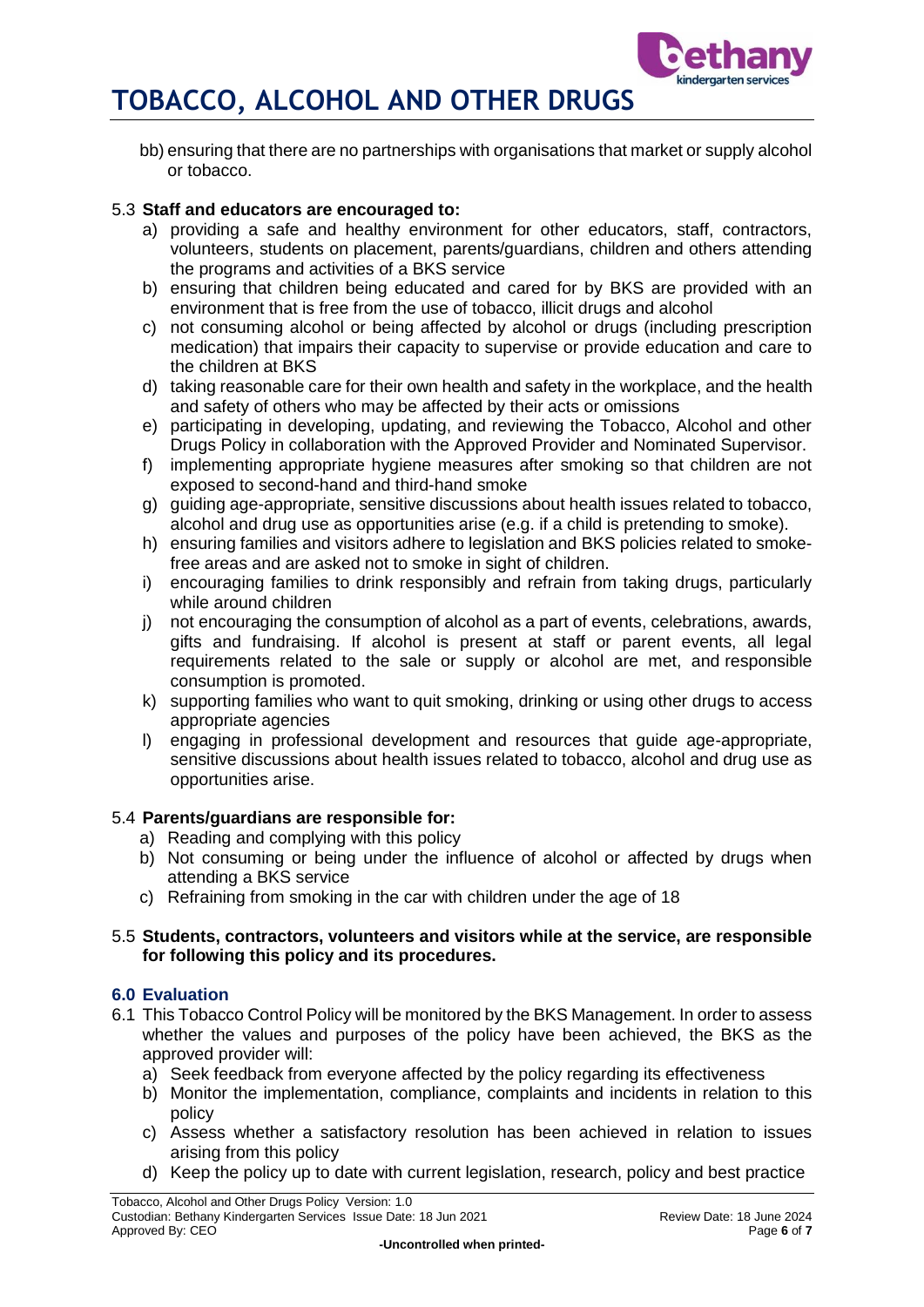bb) ensuring that there are no partnerships with organisations that market or supply alcohol or tobacco.

5.3 **Staff and educators are encouraged to:**

a) providing a safe and healthy environment for other educators, staff, contractors, volunteers, students on placement, parents/guardians, children and others attending the programs and activities of a BKS service
b) ensuring that children being educated and cared for by BKS are provided with an environment that is free from the use of tobacco, illicit drugs and alcohol
c) not consuming alcohol or being affected by alcohol or drugs (including prescription medication) that impairs their capacity to supervise or provide education and care to the children at BKS
d) taking reasonable care for their own health and safety in the workplace, and the health and safety of others who may be affected by their acts or omissions
e) participating in developing, updating, and reviewing the Tobacco, Alcohol and other Drugs Policy in collaboration with the Approved Provider and Nominated Supervisor.
f) implementing appropriate hygiene measures after smoking so that children are not exposed to second-hand and third-hand smoke
g) guiding age-appropriate, sensitive discussions about health issues related to tobacco, alcohol and drug use as opportunities arise (e.g. if a child is pretending to smoke).
h) ensuring families and visitors adhere to legislation and BKS policies related to smoke-free areas and are asked not to smoke in sight of children.
i) encouraging families to drink responsibly and refrain from taking drugs, particularly while around children
j) not encouraging the consumption of alcohol as a part of events, celebrations, awards, gifts and fundraising. If alcohol is present at staff or parent events, all legal requirements related to the sale or supply or alcohol are met, and responsible consumption is promoted.
k) supporting families who want to quit smoking, drinking or using other drugs to access appropriate agencies
l) engaging in professional development and resources that guide age-appropriate, sensitive discussions about health issues related to tobacco, alcohol and drug use as opportunities arise.

5.4 **Parents/guardians are responsible for:**

a) Reading and complying with this policy
b) Not consuming or being under the influence of alcohol or affected by drugs when attending a BKS service
c) Refraining from smoking in the car with children under the age of 18

5.5 **Students, contractors, volunteers and visitors while at the service, are responsible for following this policy and its procedures.**

### 6.0 Evaluation

6.1 This Tobacco Control Policy will be monitored by the BKS Management. In order to assess whether the values and purposes of the policy have been achieved, the BKS as the approved provider will:

a) Seek feedback from everyone affected by the policy regarding its effectiveness
b) Monitor the implementation, compliance, complaints and incidents in relation to this policy
c) Assess whether a satisfactory resolution has been achieved in relation to issues arising from this policy
d) Keep the policy up to date with current legislation, research, policy and best practice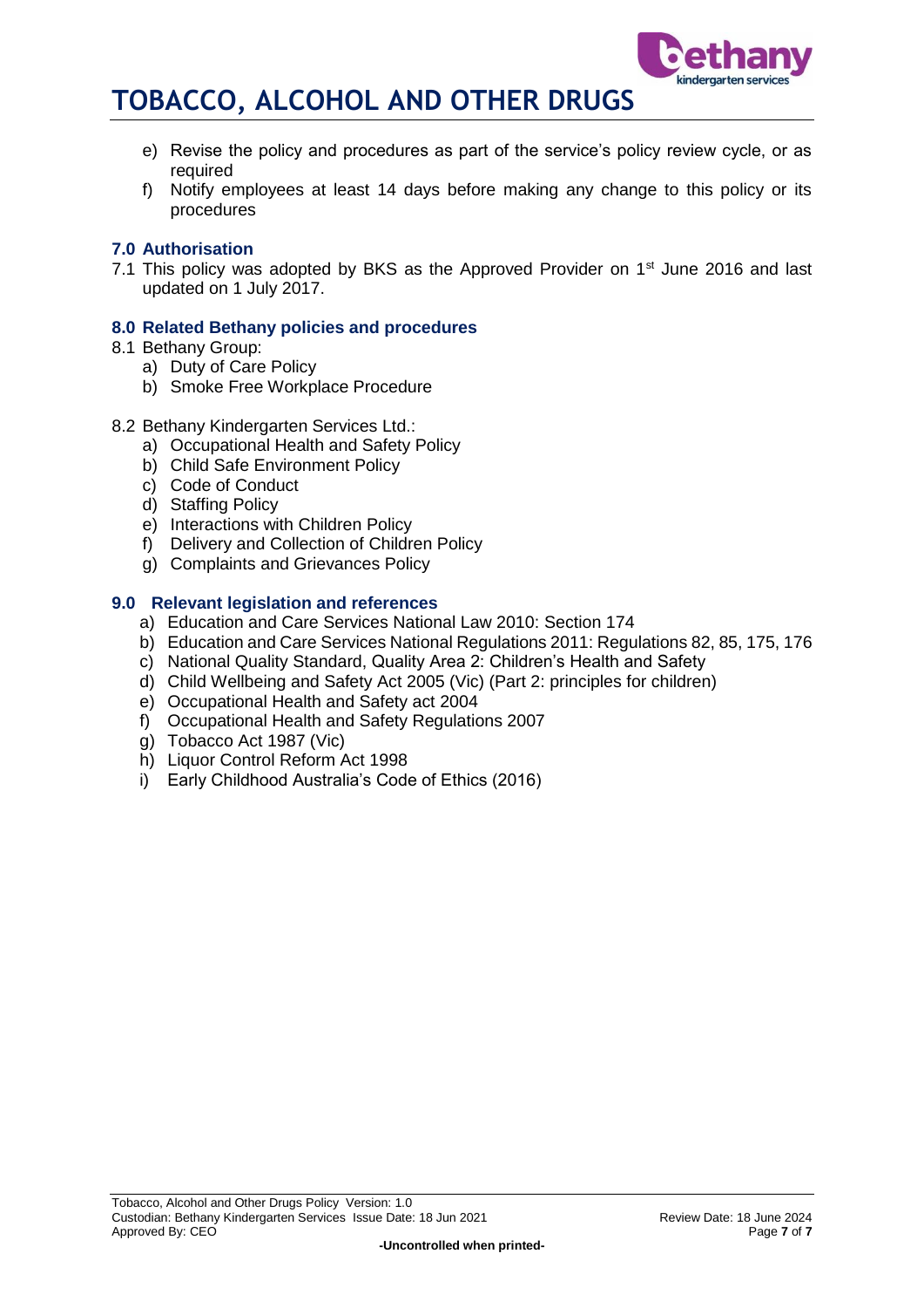e) Revise the policy and procedures as part of the service's policy review cycle, or as required

f) Notify employees at least 14 days before making any change to this policy or its procedures

## 7.0 Authorisation

7.1 This policy was adopted by BKS as the Approved Provider on 1st June 2016 and last updated on 1 July 2017.

## 8.0 Related Bethany policies and procedures

8.1 Bethany Group:

a) Duty of Care Policy
b) Smoke Free Workplace Procedure

8.2 Bethany Kindergarten Services Ltd.:

a) Occupational Health and Safety Policy
b) Child Safe Environment Policy
c) Code of Conduct
d) Staffing Policy
e) Interactions with Children Policy
f) Delivery and Collection of Children Policy
g) Complaints and Grievances Policy

## 9.0 Relevant legislation and references

a) Education and Care Services National Law 2010: Section 174
b) Education and Care Services National Regulations 2011: Regulations 82, 85, 175, 176
c) National Quality Standard, Quality Area 2: Children's Health and Safety
d) Child Wellbeing and Safety Act 2005 (Vic) (Part 2: principles for children)
e) Occupational Health and Safety act 2004
f) Occupational Health and Safety Regulations 2007
g) Tobacco Act 1987 (Vic)
h) Liquor Control Reform Act 1998
i) Early Childhood Australia's Code of Ethics (2016)